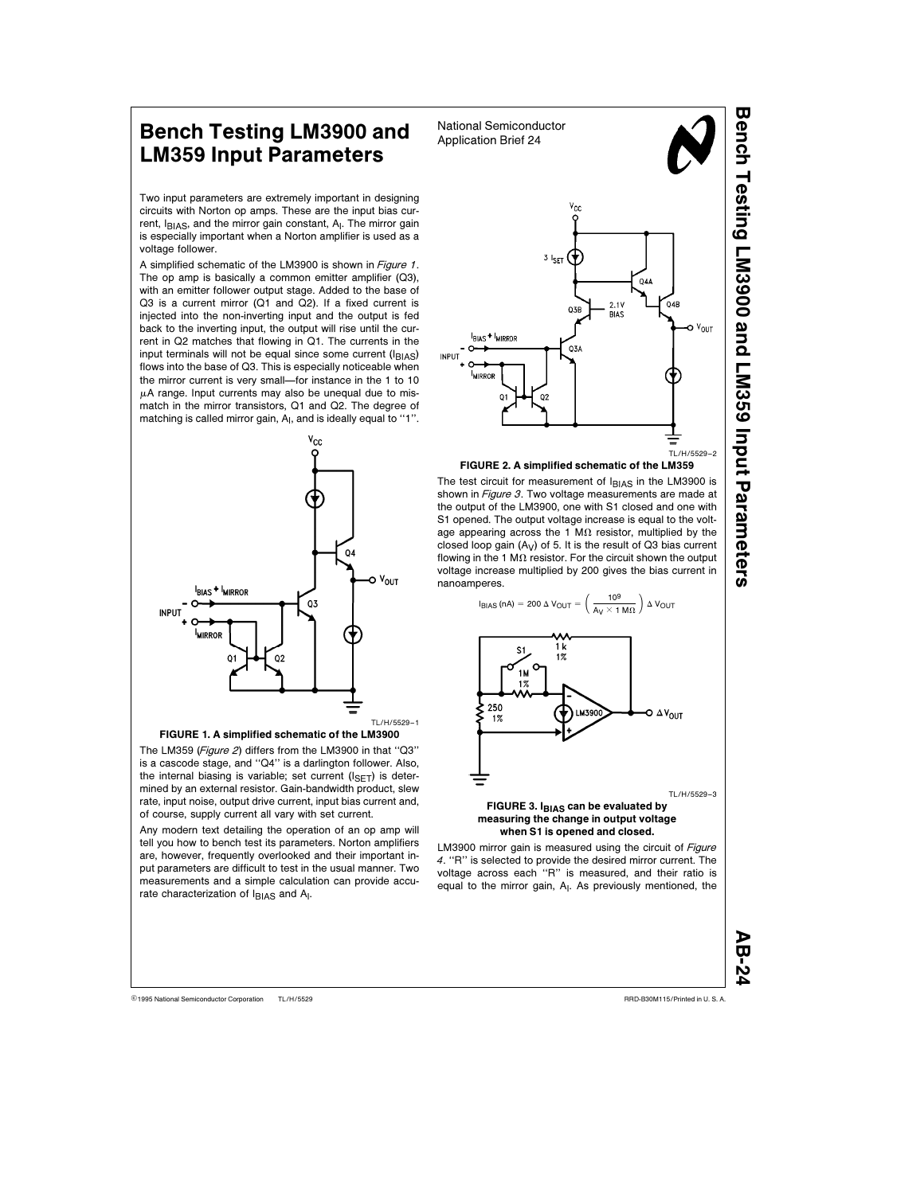# Bench Testing LM3900 and LM359 Input Parameters

National Semiconductor
Application Brief 24

Two input parameters are extremely important in designing circuits with Norton op amps. These are the input bias current, $I_{BIAS}$, and the mirror gain constant, $A_I$. The mirror gain is especially important when a Norton amplifier is used as a voltage follower.

A simplified schematic of the LM3900 is shown in *Figure 1*. The op amp is basically a common emitter amplifier (Q3), with an emitter follower output stage. Added to the base of Q3 is a current mirror (Q1 and Q2). If a fixed current is injected into the non-inverting input and the output is fed back to the inverting input, the output will rise until the current in Q2 matches that flowing in Q1. The currents in the input terminals will not be equal since some current ($I_{BIAS}$) flows into the base of Q3. This is especially noticeable when the mirror current is very small—for instance in the 1 to 10 $\mu$A range. Input currents may also be unequal due to mismatch in the mirror transistors, Q1 and Q2. The degree of matching is called mirror gain, $A_I$, and is ideally equal to "1".

**FIGURE 1. A simplified schematic of the LM3900**

The LM359 (*Figure 2*) differs from the LM3900 in that "Q3" is a cascode stage, and "Q4" is a darlington follower. Also, the internal biasing is variable; set current ($I_{SET}$) is determined by an external resistor. Gain-bandwidth product, slew rate, input noise, output drive current, input bias current and, of course, supply current all vary with set current.

Any modern text detailing the operation of an op amp will tell you how to bench test its parameters. Norton amplifiers are, however, frequently overlooked and their important input parameters are difficult to test in the usual manner. Two measurements and a simple calculation can provide accurate characterization of $I_{BIAS}$ and $A_I$.

**FIGURE 2. A simplified schematic of the LM359**

The test circuit for measurement of $I_{BIAS}$ in the LM3900 is shown in *Figure 3*. Two voltage measurements are made at the output of the LM3900, one with S1 closed and one with S1 opened. The output voltage increase is equal to the voltage appearing across the 1 M$\Omega$ resistor, multiplied by the closed loop gain ($A_V$) of 5. It is the result of Q3 bias current flowing in the 1 M$\Omega$ resistor. For the circuit shown the output voltage increase multiplied by 200 gives the bias current in nanoamperes.

$$I_{BIAS}\,(\text{nA}) = 200\,\Delta V_{OUT} = \left(\frac{10^9}{A_V \times 1\,\text{M}\Omega}\right)\Delta V_{OUT}$$

**FIGURE 3. $I_{BIAS}$ can be evaluated by measuring the change in output voltage when S1 is opened and closed.**

LM3900 mirror gain is measured using the circuit of *Figure 4*. "R" is selected to provide the desired mirror current. The voltage across each "R" is measured, and their ratio is equal to the mirror gain, $A_I$. As previously mentioned, the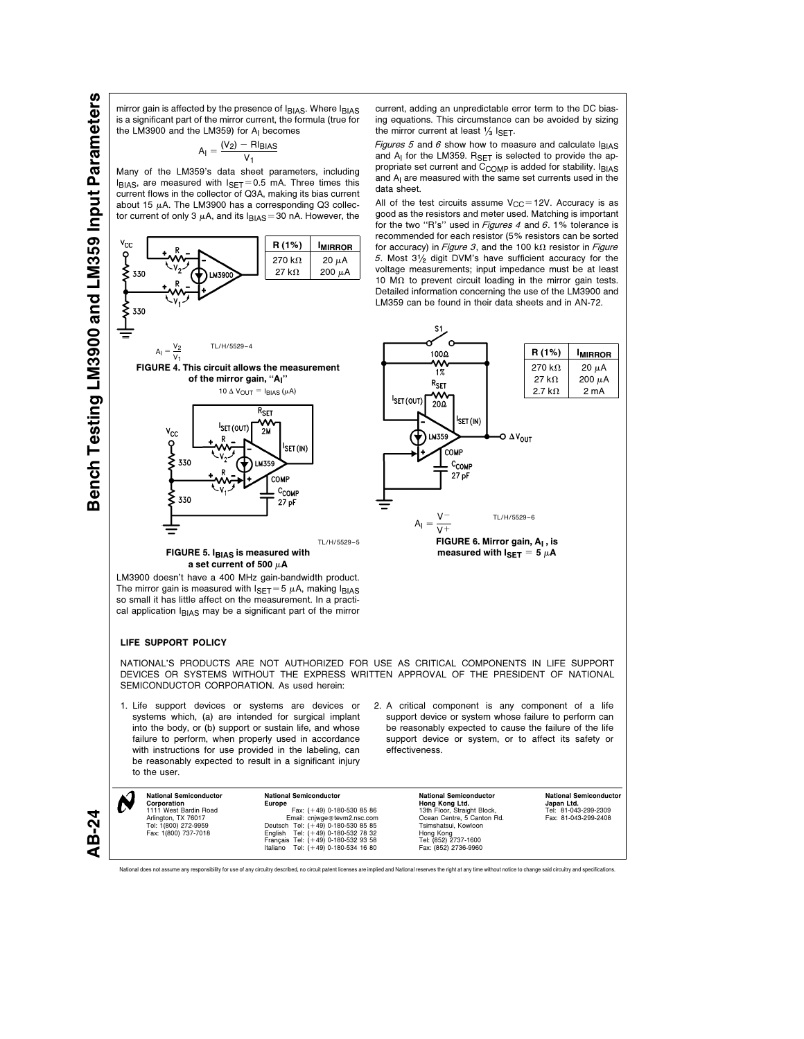mirror gain is affected by the presence of $I_{BIAS}$. Where $I_{BIAS}$ is a significant part of the mirror current, the formula (true for the LM3900 and the LM359) for $A_I$ becomes

$$A_I = \frac{(V_2) - RI_{BIAS}}{V_1}$$

Many of the LM359's data sheet parameters, including $I_{BIAS}$, are measured with $I_{SET} = 0.5$ mA. Three times this current flows in the collector of Q3A, making its bias current about 15 $\mu$A. The LM3900 has a corresponding Q3 collector current of only 3 $\mu$A, and its $I_{BIAS} = 30$ nA. However, the LM3900 doesn't have a 400 MHz gain-bandwidth product. The mirror gain is measured with $I_{SET} = 5$ $\mu$A, making $I_{BIAS}$ so small it has little affect on the measurement. In a practical application $I_{BIAS}$ may be a significant part of the mirror current, adding an unpredictable error term to the DC biasing equations. This circumstance can be avoided by sizing the mirror current at least ⅓ $I_{SET}$.

*Figures 5* and *6* show how to measure and calculate $I_{BIAS}$ and $A_I$ for the LM359. $R_{SET}$ is selected to provide the appropriate set current and $C_{COMP}$ is added for stability. $I_{BIAS}$ and $A_I$ are measured with the same set currents used in the data sheet.

All of the test circuits assume $V_{CC} = 12V$. Accuracy is as good as the resistors and meter used. Matching is important for the two "R's" used in *Figures 4* and *6*. 1% tolerance is recommended for each resistor (5% resistors can be sorted for accuracy) in *Figure 3*, and the 100 k$\Omega$ resistor in *Figure 5*. Most 3½ digit DVM's have sufficient accuracy for the voltage measurements; input impedance must be at least 10 M$\Omega$ to prevent circuit loading in the mirror gain tests. Detailed information concerning the use of the LM3900 and LM359 can be found in their data sheets and in AN-72.

| R (1%) | $I_{MIRROR}$ |
|---|---|
| 270 k$\Omega$ | 20 $\mu$A |
| 27 k$\Omega$ | 200 $\mu$A |

$V_{CC}$, 330, 330, R, R, $V_2$, $V_1$, LM3900

$A_I = \frac{V_2}{V_1}$

TL/H/5529–4

**FIGURE 4. This circuit allows the measurement of the mirror gain, "$A_I$"**

$10 \Delta V_{OUT} = I_{BIAS}$ ($\mu$A)

$V_{CC}$, 330, 330, R, R, $V_2$, $V_1$, $R_{SET}$ 2M, $I_{SET (OUT)}$, $I_{SET (IN)}$, LM359, COMP, $C_{COMP}$ 27 pF

TL/H/5529–5

**FIGURE 5. $I_{BIAS}$ is measured with a set current of 500 $\mu$A**

| R (1%) | $I_{MIRROR}$ |
|---|---|
| 270 k$\Omega$ | 20 $\mu$A |
| 27 k$\Omega$ | 200 $\mu$A |
| 2.7 k$\Omega$ | 2 mA |

S1, 100$\Omega$ 1%, $R_{SET}$ 20$\Omega$, $I_{SET (OUT)}$, $I_{SET (IN)}$, LM359, $\Delta V_{OUT}$, COMP, $C_{COMP}$ 27 pF

$A_I = \frac{V^-}{V^+}$

TL/H/5529–6

**FIGURE 6. Mirror gain, $A_I$, is measured with $I_{SET} = 5$ $\mu$A**

### LIFE SUPPORT POLICY

NATIONAL'S PRODUCTS ARE NOT AUTHORIZED FOR USE AS CRITICAL COMPONENTS IN LIFE SUPPORT DEVICES OR SYSTEMS WITHOUT THE EXPRESS WRITTEN APPROVAL OF THE PRESIDENT OF NATIONAL SEMICONDUCTOR CORPORATION. As used herein:

1. Life support devices or systems are devices or systems which, (a) are intended for surgical implant into the body, or (b) support or sustain life, and whose failure to perform, when properly used in accordance with instructions for use provided in the labeling, can be reasonably expected to result in a significant injury to the user.
2. A critical component is any component of a life support device or system whose failure to perform can be reasonably expected to cause the failure of the life support device or system, or to affect its safety or effectiveness.

**National Semiconductor Corporation**
1111 West Bardin Road
Arlington, TX 76017
Tel: 1(800) 272-9959
Fax: 1(800) 737-7018

**National Semiconductor Europe**
Fax: (+49) 0-180-530 85 86
Email: cnjwge@tevm2.nsc.com
Deutsch Tel: (+49) 0-180-530 85 85
English Tel: (+49) 0-180-532 78 32
Français Tel: (+49) 0-180-532 93 58
Italiano Tel: (+49) 0-180-534 16 80

**National Semiconductor Hong Kong Ltd.**
13th Floor, Straight Block,
Ocean Centre, 5 Canton Rd.
Tsimshatsui, Kowloon
Hong Kong
Tel: (852) 2737-1600
Fax: (852) 2736-9960

**National Semiconductor Japan Ltd.**
Tel: 81-043-299-2309
Fax: 81-043-299-2408

National does not assume any responsibility for use of any circuitry described, no circuit patent licenses are implied and National reserves the right at any time without notice to change said circuitry and specifications.